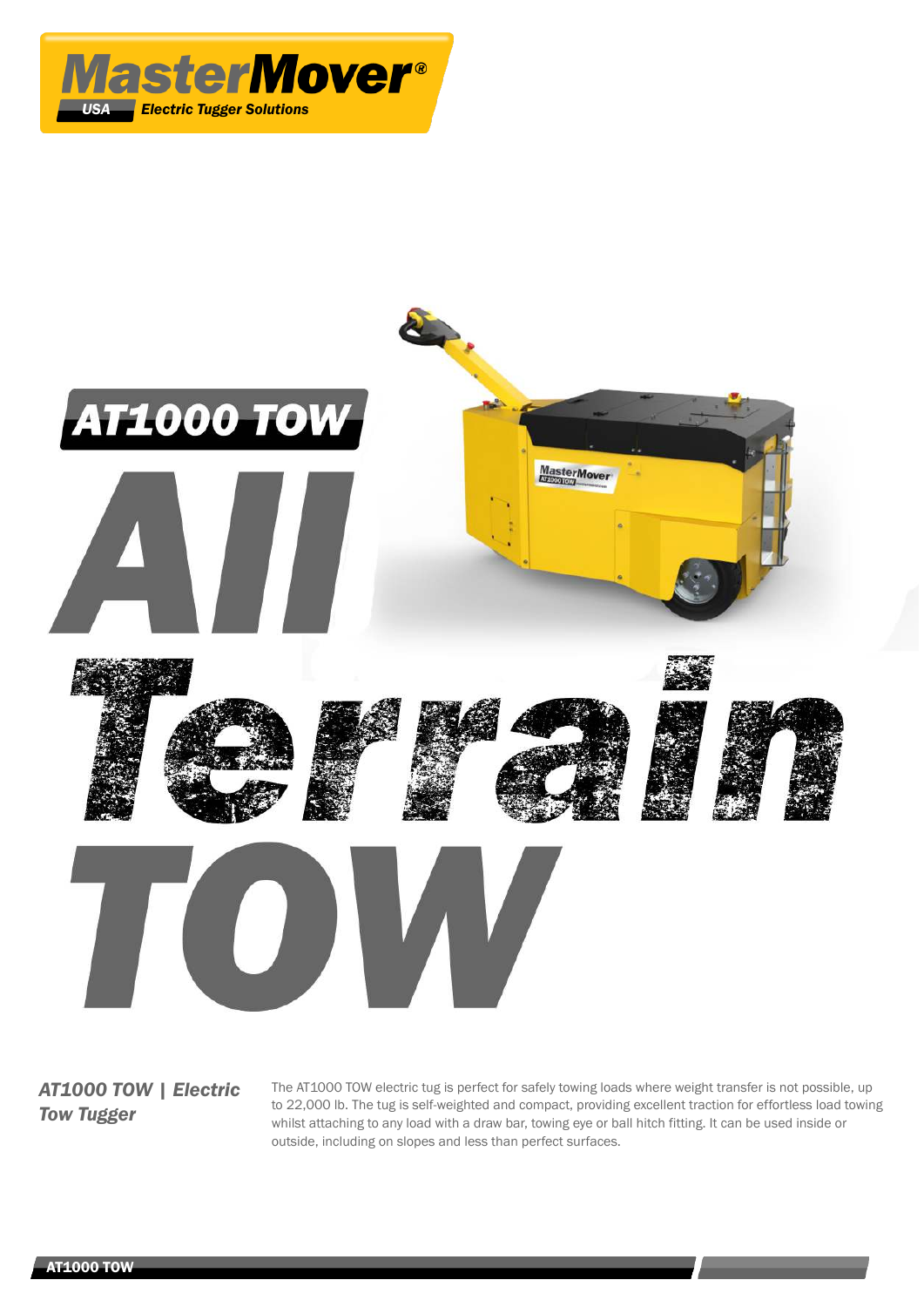# MasterMover®

**USA** *Electric Tugger Solutions*

# AT1000 TOW

# All Terrain TOW

***AT1000 TOW | Electric Tow Tugger***

The AT1000 TOW electric tug is perfect for safely towing loads where weight transfer is not possible, up to 22,000 lb. The tug is self-weighted and compact, providing excellent traction for effortless load towing whilst attaching to any load with a draw bar, towing eye or ball hitch fitting. It can be used inside or outside, including on slopes and less than perfect surfaces.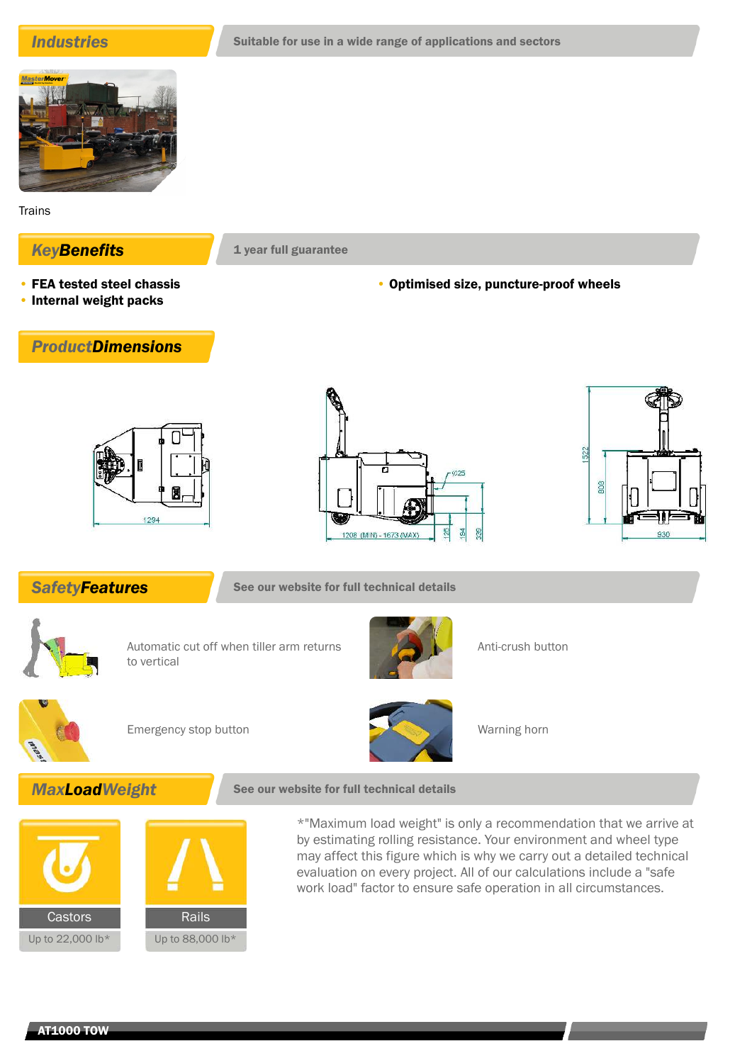## Industries

**Suitable for use in a wide range of applications and sectors**

Trains

## KeyBenefits

**1 year full guarantee**

- **FEA tested steel chassis**
- **Internal weight packs**
- **Optimised size, puncture-proof wheels**

## ProductDimensions

1294

1208 (MIN) - 1673 (MAX)

Ø25

125

194

339

1522

808

930

## SafetyFeatures

**See our website for full technical details**

Automatic cut off when tiller arm returns to vertical

Anti-crush button

Emergency stop button

Warning horn

## MaxLoadWeight

**See our website for full technical details**

| Castors | Rails |
|---|---|
| Up to 22,000 lb* | Up to 88,000 lb* |

*"Maximum load weight" is only a recommendation that we arrive at by estimating rolling resistance. Your environment and wheel type may affect this figure which is why we carry out a detailed technical evaluation on every project. All of our calculations include a "safe work load" factor to ensure safe operation in all circumstances.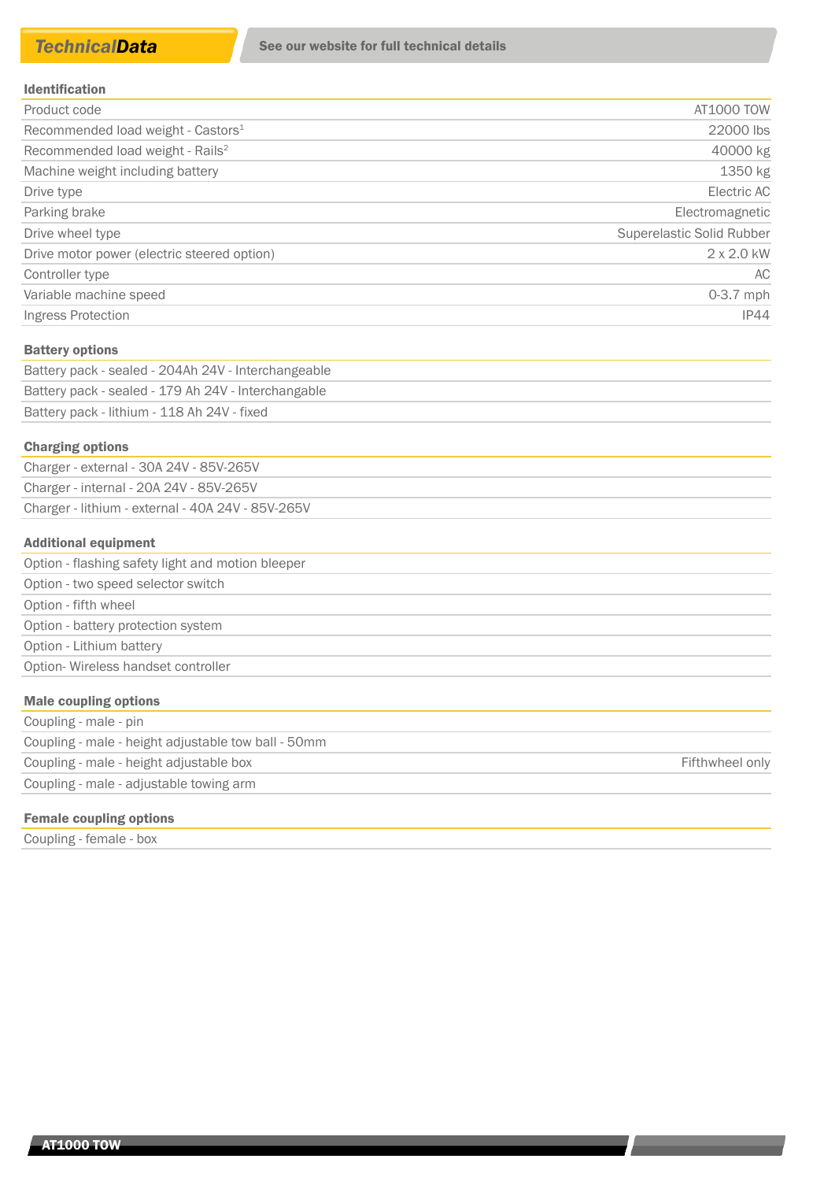## TechnicalData

See our website for full technical details

| Identification | |
|---|---|
| Product code | AT1000 TOW |
| Recommended load weight - Castors[1] | 22000 lbs |
| Recommended load weight - Rails[2] | 40000 kg |
| Machine weight including battery | 1350 kg |
| Drive type | Electric AC |
| Parking brake | Electromagnetic |
| Drive wheel type | Superelastic Solid Rubber |
| Drive motor power (electric steered option) | 2 x 2.0 kW |
| Controller type | AC |
| Variable machine speed | 0-3.7 mph |
| Ingress Protection | IP44 |

| Battery options |
|---|
| Battery pack - sealed - 204Ah 24V - Interchangeable |
| Battery pack - sealed - 179 Ah 24V - Interchangable |
| Battery pack - lithium - 118 Ah 24V - fixed |

| Charging options |
|---|
| Charger - external - 30A 24V - 85V-265V |
| Charger - internal - 20A 24V - 85V-265V |
| Charger - lithium - external - 40A 24V - 85V-265V |

| Additional equipment |
|---|
| Option - flashing safety light and motion bleeper |
| Option - two speed selector switch |
| Option - fifth wheel |
| Option - battery protection system |
| Option - Lithium battery |
| Option- Wireless handset controller |

| Male coupling options | |
|---|---|
| Coupling - male - pin | |
| Coupling - male - height adjustable tow ball - 50mm | |
| Coupling - male - height adjustable box | Fifthwheel only |
| Coupling - male - adjustable towing arm | |

| Female coupling options |
|---|
| Coupling - female - box |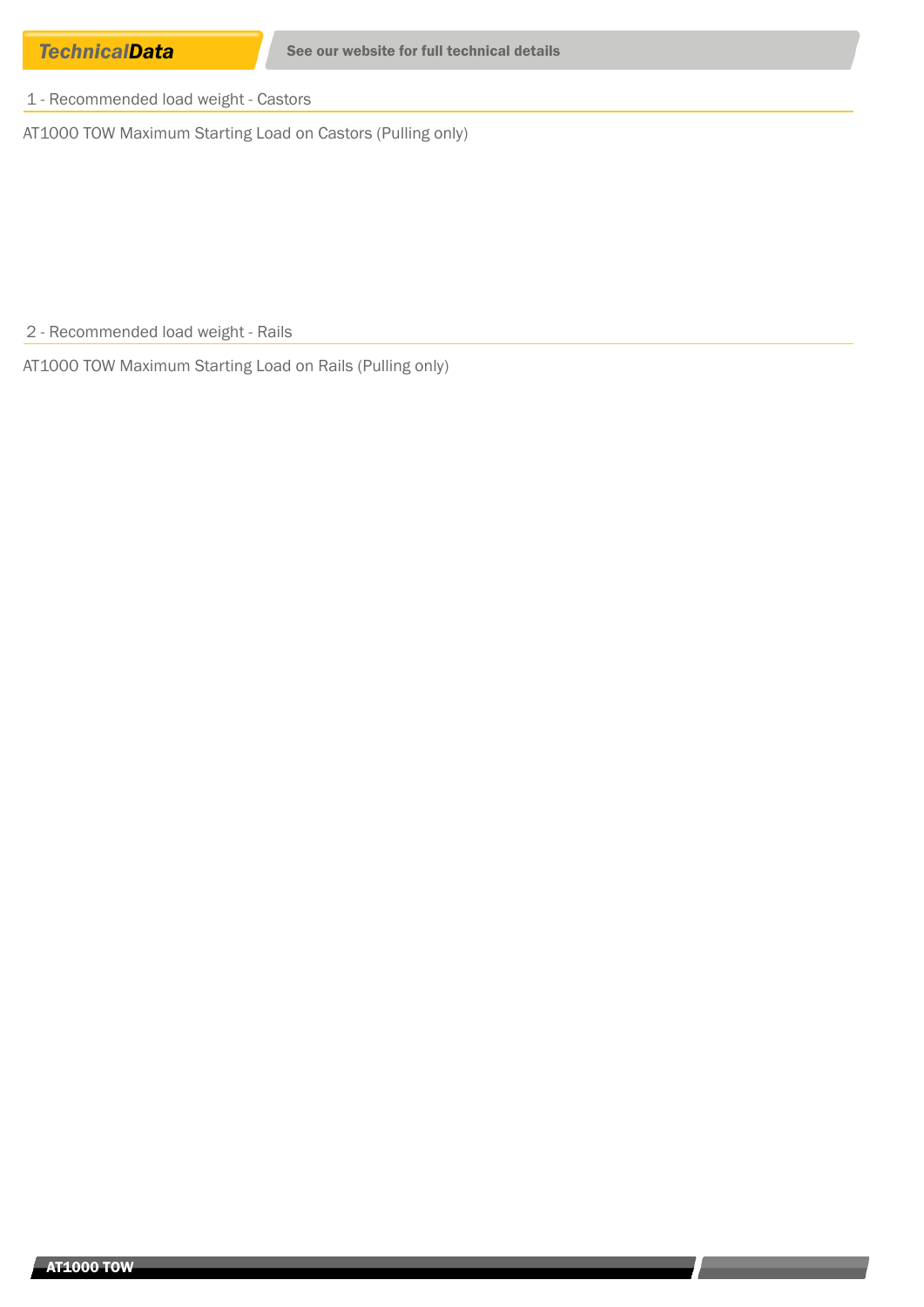**Technical*Data*** — See our website for full technical details

## 1 - Recommended load weight - Castors

AT1000 TOW Maximum Starting Load on Castors (Pulling only)

## 2 - Recommended load weight - Rails

AT1000 TOW Maximum Starting Load on Rails (Pulling only)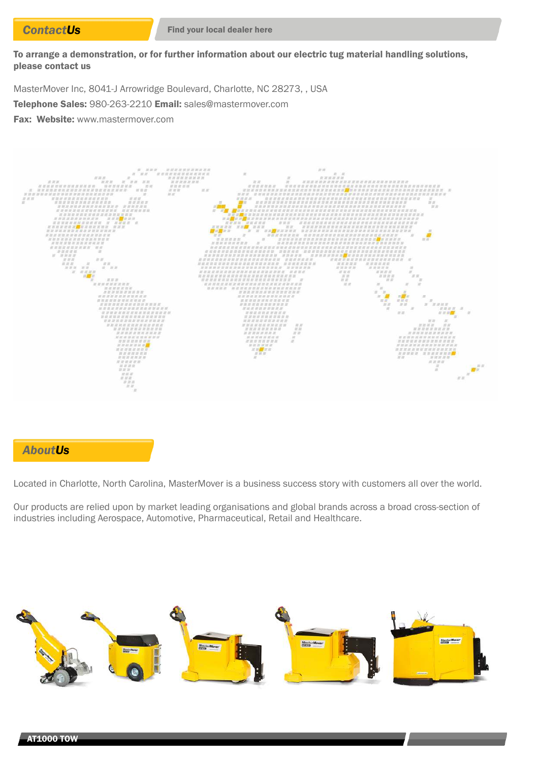## ContactUs

Find your local dealer here

**To arrange a demonstration, or for further information about our electric tug material handling solutions, please contact us**

MasterMover Inc, 8041-J Arrowridge Boulevard, Charlotte, NC 28273, , USA

**Telephone Sales:** 980-263-2210 **Email:** sales@mastermover.com

**Fax: Website:** www.mastermover.com

## AboutUs

Located in Charlotte, North Carolina, MasterMover is a business success story with customers all over the world.

Our products are relied upon by market leading organisations and global brands across a broad cross-section of industries including Aerospace, Automotive, Pharmaceutical, Retail and Healthcare.